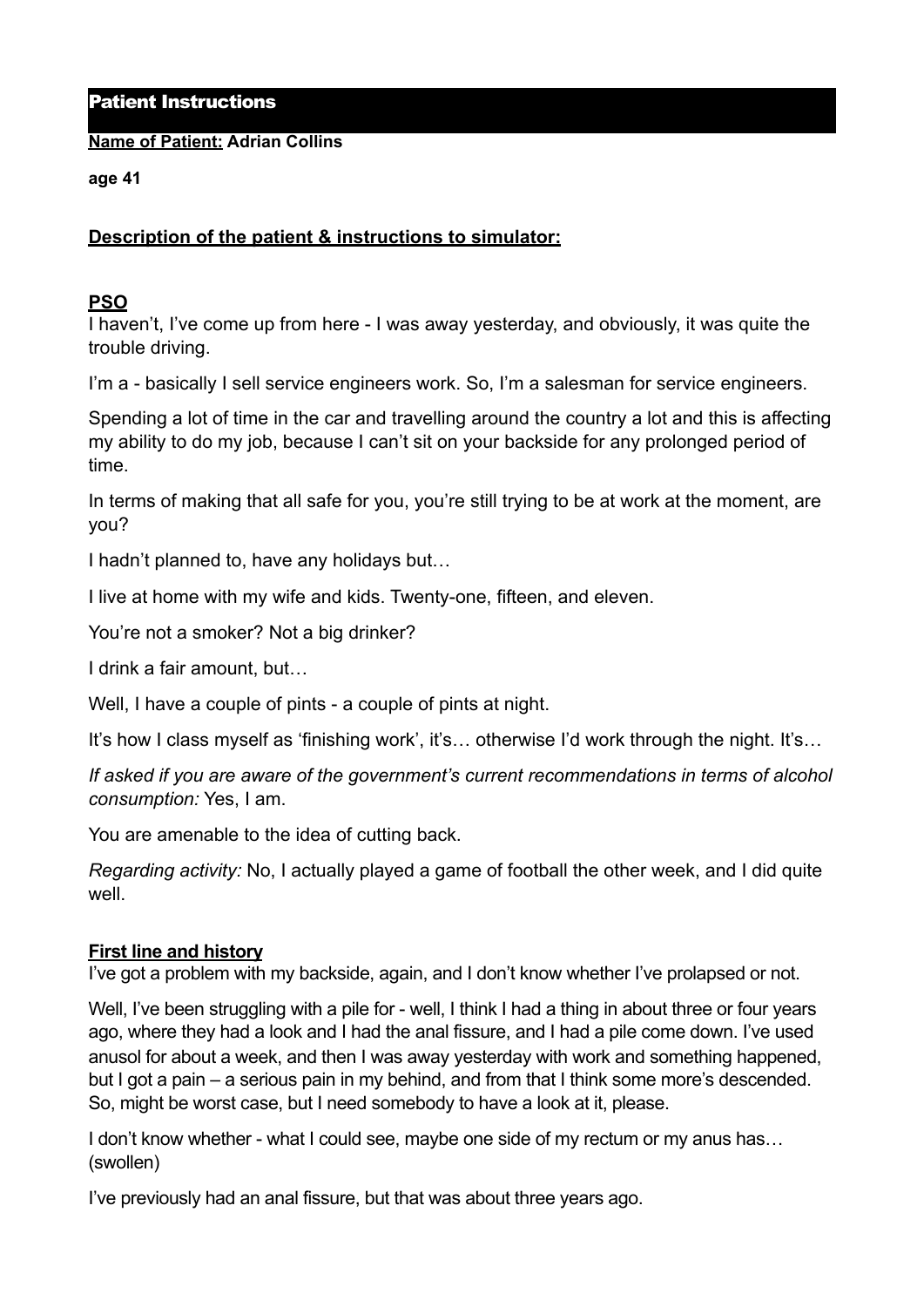# Patient Instructions

**Name of Patient: Adrian Collins**

**age 41**

## Description of the patient & instructions to simulator:

### PSO

I haven't, I've come up from here - I was away yesterday, and obviously, it was quite the trouble driving.

I'm a - basically I sell service engineers work. So, I'm a salesman for service engineers.

Spending a lot of time in the car and travelling around the country a lot and this is affecting my ability to do my job, because I can't sit on your backside for any prolonged period of time.

In terms of making that all safe for you, you're still trying to be at work at the moment, are you?

I hadn't planned to, have any holidays but…

I live at home with my wife and kids. Twenty-one, fifteen, and eleven.

You're not a smoker? Not a big drinker?

I drink a fair amount, but…

Well, I have a couple of pints - a couple of pints at night.

It's how I class myself as 'finishing work', it's… otherwise I'd work through the night. It's…

*If asked if you are aware of the government's current recommendations in terms of alcohol consumption:* Yes, I am.

You are amenable to the idea of cutting back.

*Regarding activity:* No, I actually played a game of football the other week, and I did quite well.

### First line and history

I've got a problem with my backside, again, and I don't know whether I've prolapsed or not.

Well, I've been struggling with a pile for - well, I think I had a thing in about three or four years ago, where they had a look and I had the anal fissure, and I had a pile come down. I've used anusol for about a week, and then I was away yesterday with work and something happened, but I got a pain – a serious pain in my behind, and from that I think some more's descended. So, might be worst case, but I need somebody to have a look at it, please.

I don't know whether - what I could see, maybe one side of my rectum or my anus has… (swollen)

I've previously had an anal fissure, but that was about three years ago.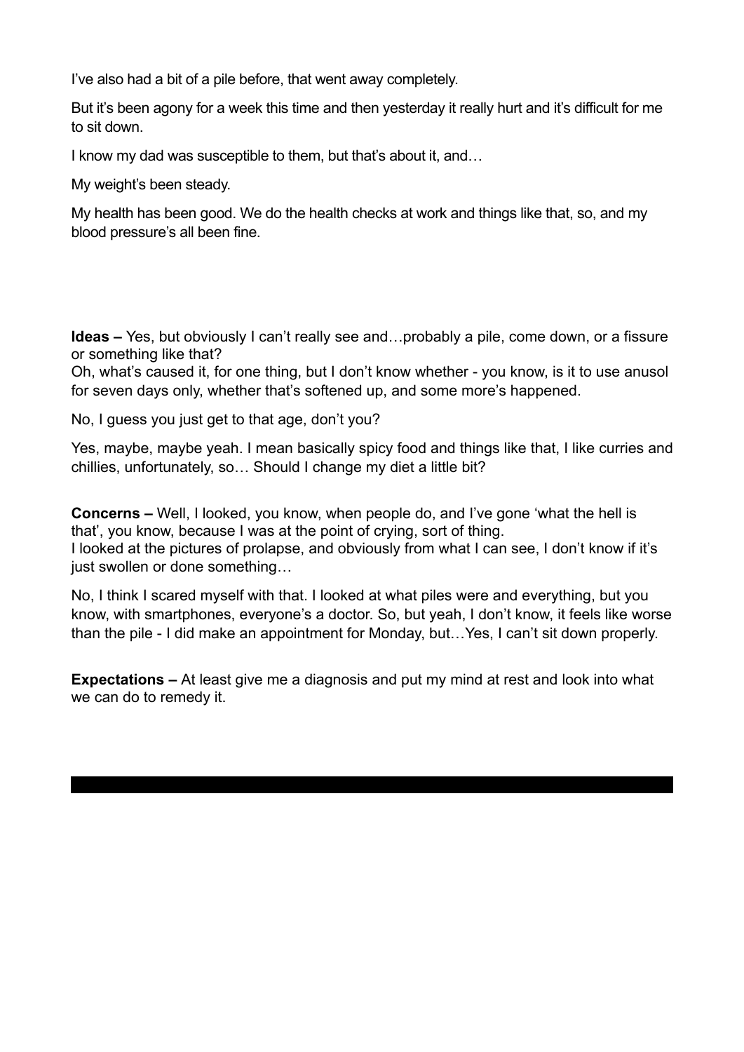I've also had a bit of a pile before, that went away completely.

But it's been agony for a week this time and then yesterday it really hurt and it's difficult for me to sit down.

I know my dad was susceptible to them, but that's about it, and…

My weight's been steady.

My health has been good. We do the health checks at work and things like that, so, and my blood pressure's all been fine.

**Ideas –** Yes, but obviously I can't really see and…probably a pile, come down, or a fissure or something like that?
Oh, what's caused it, for one thing, but I don't know whether - you know, is it to use anusol for seven days only, whether that's softened up, and some more's happened.

No, I guess you just get to that age, don't you?

Yes, maybe, maybe yeah. I mean basically spicy food and things like that, I like curries and chillies, unfortunately, so… Should I change my diet a little bit?

**Concerns –** Well, I looked, you know, when people do, and I've gone 'what the hell is that', you know, because I was at the point of crying, sort of thing.
I looked at the pictures of prolapse, and obviously from what I can see, I don't know if it's just swollen or done something…

No, I think I scared myself with that. I looked at what piles were and everything, but you know, with smartphones, everyone's a doctor. So, but yeah, I don't know, it feels like worse than the pile - I did make an appointment for Monday, but…Yes, I can't sit down properly.

**Expectations –** At least give me a diagnosis and put my mind at rest and look into what we can do to remedy it.